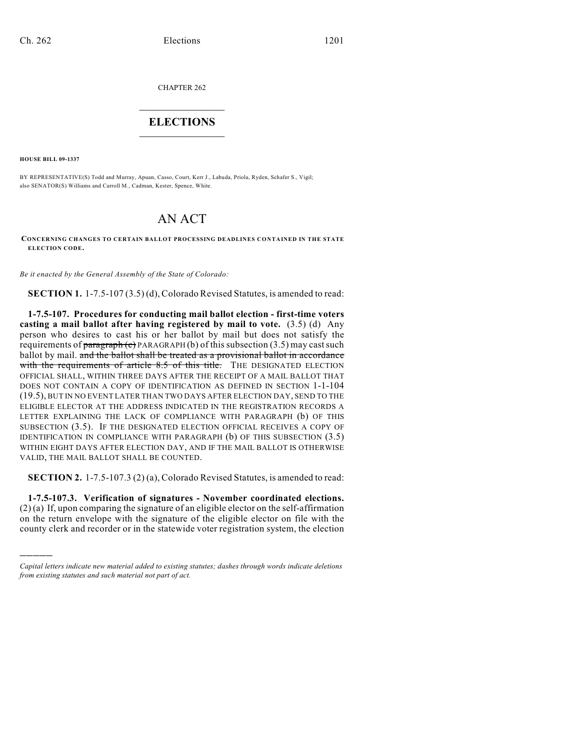CHAPTER 262

# ELECTIONS

**HOUSE BILL 09-1337**

BY REPRESENTATIVE(S) Todd and Murray, Apuan, Casso, Court, Kerr J., Labuda, Priola, Ryden, Schafer S., Vigil; also SENATOR(S) Williams and Carroll M., Cadman, Kester, Spence, White.

# AN ACT

**CONCERNING CHANGES TO CERTAIN BALLOT PROCESSING DEADLINES CONTAINED IN THE STATE ELECTION CODE.**

*Be it enacted by the General Assembly of the State of Colorado:*

**SECTION 1.** 1-7.5-107 (3.5) (d), Colorado Revised Statutes, is amended to read:

**1-7.5-107. Procedures for conducting mail ballot election - first-time voters casting a mail ballot after having registered by mail to vote.** (3.5) (d) Any person who desires to cast his or her ballot by mail but does not satisfy the requirements of ~~paragraph (c)~~ PARAGRAPH (b) of this subsection (3.5) may cast such ballot by mail. ~~and the ballot shall be treated as a provisional ballot in accordance with the requirements of article 8.5 of this title.~~ THE DESIGNATED ELECTION OFFICIAL SHALL, WITHIN THREE DAYS AFTER THE RECEIPT OF A MAIL BALLOT THAT DOES NOT CONTAIN A COPY OF IDENTIFICATION AS DEFINED IN SECTION 1-1-104 (19.5), BUT IN NO EVENT LATER THAN TWO DAYS AFTER ELECTION DAY, SEND TO THE ELIGIBLE ELECTOR AT THE ADDRESS INDICATED IN THE REGISTRATION RECORDS A LETTER EXPLAINING THE LACK OF COMPLIANCE WITH PARAGRAPH (b) OF THIS SUBSECTION (3.5). IF THE DESIGNATED ELECTION OFFICIAL RECEIVES A COPY OF IDENTIFICATION IN COMPLIANCE WITH PARAGRAPH (b) OF THIS SUBSECTION (3.5) WITHIN EIGHT DAYS AFTER ELECTION DAY, AND IF THE MAIL BALLOT IS OTHERWISE VALID, THE MAIL BALLOT SHALL BE COUNTED.

**SECTION 2.** 1-7.5-107.3 (2) (a), Colorado Revised Statutes, is amended to read:

**1-7.5-107.3. Verification of signatures - November coordinated elections.** (2) (a) If, upon comparing the signature of an eligible elector on the self-affirmation on the return envelope with the signature of the eligible elector on file with the county clerk and recorder or in the statewide voter registration system, the election

*Capital letters indicate new material added to existing statutes; dashes through words indicate deletions from existing statutes and such material not part of act.*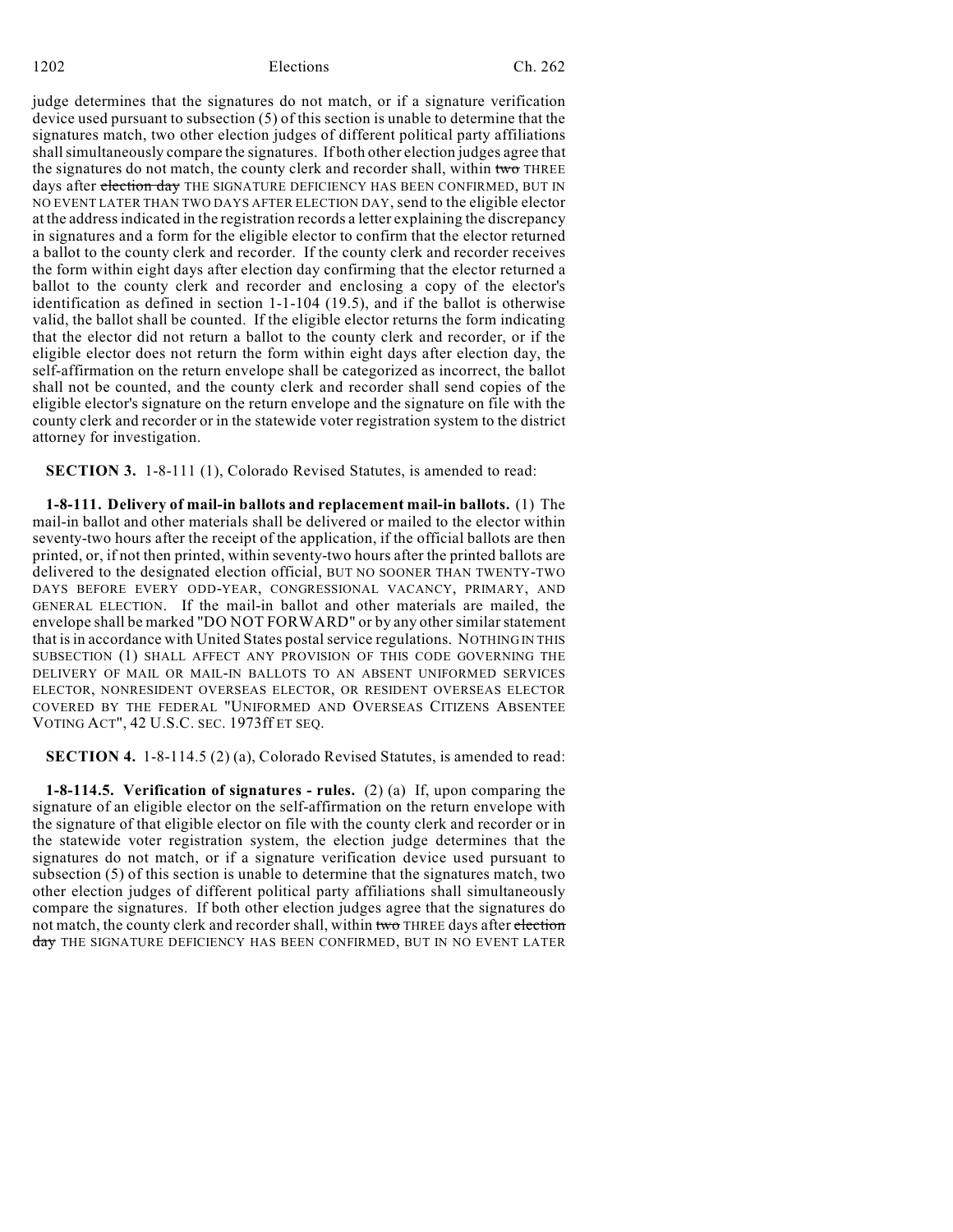judge determines that the signatures do not match, or if a signature verification device used pursuant to subsection (5) of this section is unable to determine that the signatures match, two other election judges of different political party affiliations shall simultaneously compare the signatures. If both other election judges agree that the signatures do not match, the county clerk and recorder shall, within ~~two~~ THREE days after ~~election day~~ THE SIGNATURE DEFICIENCY HAS BEEN CONFIRMED, BUT IN NO EVENT LATER THAN TWO DAYS AFTER ELECTION DAY, send to the eligible elector at the address indicated in the registration records a letter explaining the discrepancy in signatures and a form for the eligible elector to confirm that the elector returned a ballot to the county clerk and recorder. If the county clerk and recorder receives the form within eight days after election day confirming that the elector returned a ballot to the county clerk and recorder and enclosing a copy of the elector's identification as defined in section 1-1-104 (19.5), and if the ballot is otherwise valid, the ballot shall be counted. If the eligible elector returns the form indicating that the elector did not return a ballot to the county clerk and recorder, or if the eligible elector does not return the form within eight days after election day, the self-affirmation on the return envelope shall be categorized as incorrect, the ballot shall not be counted, and the county clerk and recorder shall send copies of the eligible elector's signature on the return envelope and the signature on file with the county clerk and recorder or in the statewide voter registration system to the district attorney for investigation.

**SECTION 3.** 1-8-111 (1), Colorado Revised Statutes, is amended to read:

**1-8-111. Delivery of mail-in ballots and replacement mail-in ballots.** (1) The mail-in ballot and other materials shall be delivered or mailed to the elector within seventy-two hours after the receipt of the application, if the official ballots are then printed, or, if not then printed, within seventy-two hours after the printed ballots are delivered to the designated election official, BUT NO SOONER THAN TWENTY-TWO DAYS BEFORE EVERY ODD-YEAR, CONGRESSIONAL VACANCY, PRIMARY, AND GENERAL ELECTION. If the mail-in ballot and other materials are mailed, the envelope shall be marked "DO NOT FORWARD" or by any other similar statement that is in accordance with United States postal service regulations. NOTHING IN THIS SUBSECTION (1) SHALL AFFECT ANY PROVISION OF THIS CODE GOVERNING THE DELIVERY OF MAIL OR MAIL-IN BALLOTS TO AN ABSENT UNIFORMED SERVICES ELECTOR, NONRESIDENT OVERSEAS ELECTOR, OR RESIDENT OVERSEAS ELECTOR COVERED BY THE FEDERAL "UNIFORMED AND OVERSEAS CITIZENS ABSENTEE VOTING ACT", 42 U.S.C. SEC. 1973ff ET SEQ.

**SECTION 4.** 1-8-114.5 (2) (a), Colorado Revised Statutes, is amended to read:

**1-8-114.5. Verification of signatures - rules.** (2) (a) If, upon comparing the signature of an eligible elector on the self-affirmation on the return envelope with the signature of that eligible elector on file with the county clerk and recorder or in the statewide voter registration system, the election judge determines that the signatures do not match, or if a signature verification device used pursuant to subsection (5) of this section is unable to determine that the signatures match, two other election judges of different political party affiliations shall simultaneously compare the signatures. If both other election judges agree that the signatures do not match, the county clerk and recorder shall, within ~~two~~ THREE days after ~~election day~~ THE SIGNATURE DEFICIENCY HAS BEEN CONFIRMED, BUT IN NO EVENT LATER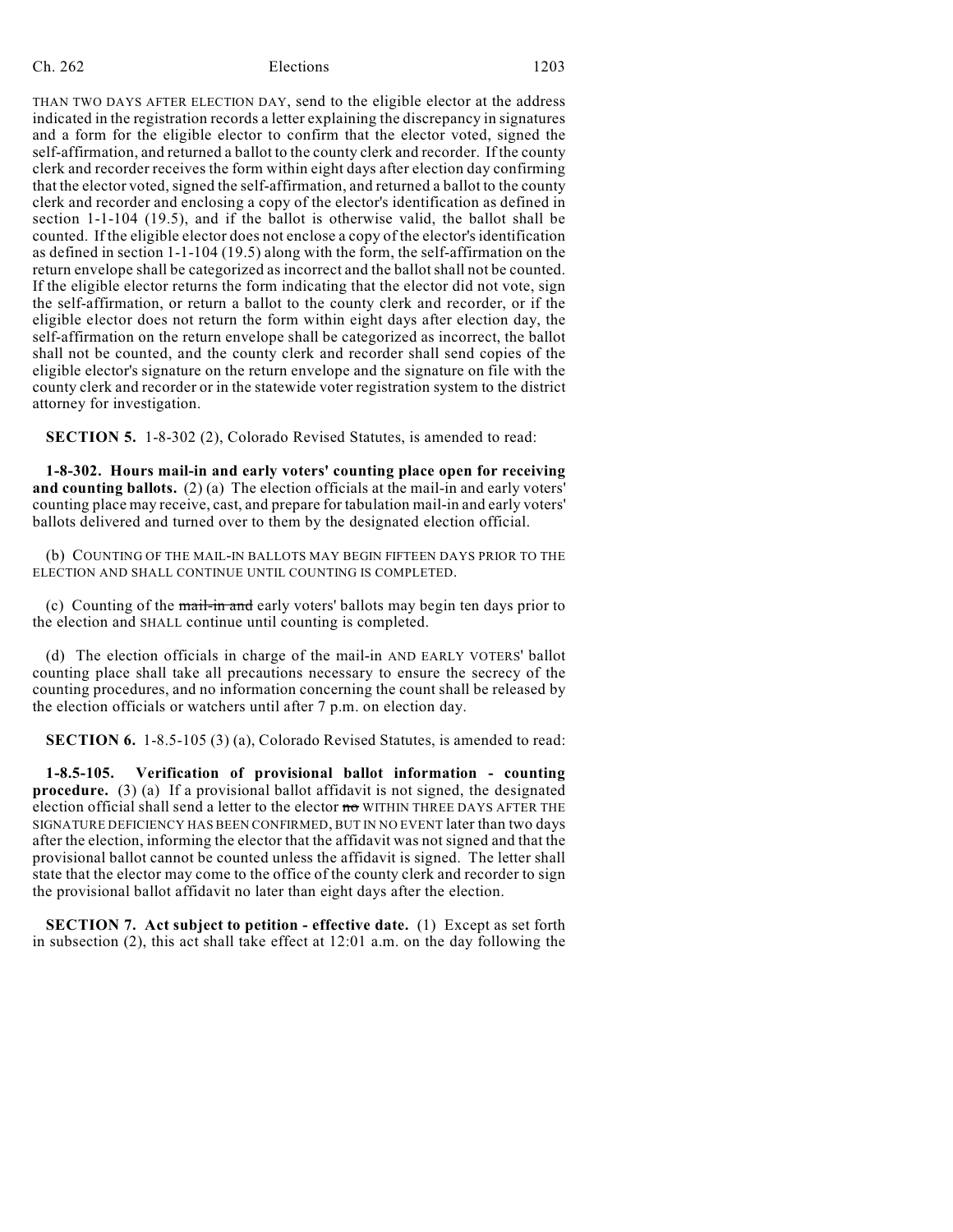THAN TWO DAYS AFTER ELECTION DAY, send to the eligible elector at the address indicated in the registration records a letter explaining the discrepancy in signatures and a form for the eligible elector to confirm that the elector voted, signed the self-affirmation, and returned a ballot to the county clerk and recorder. If the county clerk and recorder receives the form within eight days after election day confirming that the elector voted, signed the self-affirmation, and returned a ballot to the county clerk and recorder and enclosing a copy of the elector's identification as defined in section 1-1-104 (19.5), and if the ballot is otherwise valid, the ballot shall be counted. If the eligible elector does not enclose a copy of the elector's identification as defined in section 1-1-104 (19.5) along with the form, the self-affirmation on the return envelope shall be categorized as incorrect and the ballot shall not be counted. If the eligible elector returns the form indicating that the elector did not vote, sign the self-affirmation, or return a ballot to the county clerk and recorder, or if the eligible elector does not return the form within eight days after election day, the self-affirmation on the return envelope shall be categorized as incorrect, the ballot shall not be counted, and the county clerk and recorder shall send copies of the eligible elector's signature on the return envelope and the signature on file with the county clerk and recorder or in the statewide voter registration system to the district attorney for investigation.

**SECTION 5.** 1-8-302 (2), Colorado Revised Statutes, is amended to read:

**1-8-302. Hours mail-in and early voters' counting place open for receiving and counting ballots.** (2) (a) The election officials at the mail-in and early voters' counting place may receive, cast, and prepare for tabulation mail-in and early voters' ballots delivered and turned over to them by the designated election official.

(b) COUNTING OF THE MAIL-IN BALLOTS MAY BEGIN FIFTEEN DAYS PRIOR TO THE ELECTION AND SHALL CONTINUE UNTIL COUNTING IS COMPLETED.

(c) Counting of the ~~mail-in and~~ early voters' ballots may begin ten days prior to the election and SHALL continue until counting is completed.

(d) The election officials in charge of the mail-in AND EARLY VOTERS' ballot counting place shall take all precautions necessary to ensure the secrecy of the counting procedures, and no information concerning the count shall be released by the election officials or watchers until after 7 p.m. on election day.

**SECTION 6.** 1-8.5-105 (3) (a), Colorado Revised Statutes, is amended to read:

**1-8.5-105. Verification of provisional ballot information - counting procedure.** (3) (a) If a provisional ballot affidavit is not signed, the designated election official shall send a letter to the elector ~~no~~ WITHIN THREE DAYS AFTER THE SIGNATURE DEFICIENCY HAS BEEN CONFIRMED, BUT IN NO EVENT later than two days after the election, informing the elector that the affidavit was not signed and that the provisional ballot cannot be counted unless the affidavit is signed. The letter shall state that the elector may come to the office of the county clerk and recorder to sign the provisional ballot affidavit no later than eight days after the election.

**SECTION 7. Act subject to petition - effective date.** (1) Except as set forth in subsection (2), this act shall take effect at 12:01 a.m. on the day following the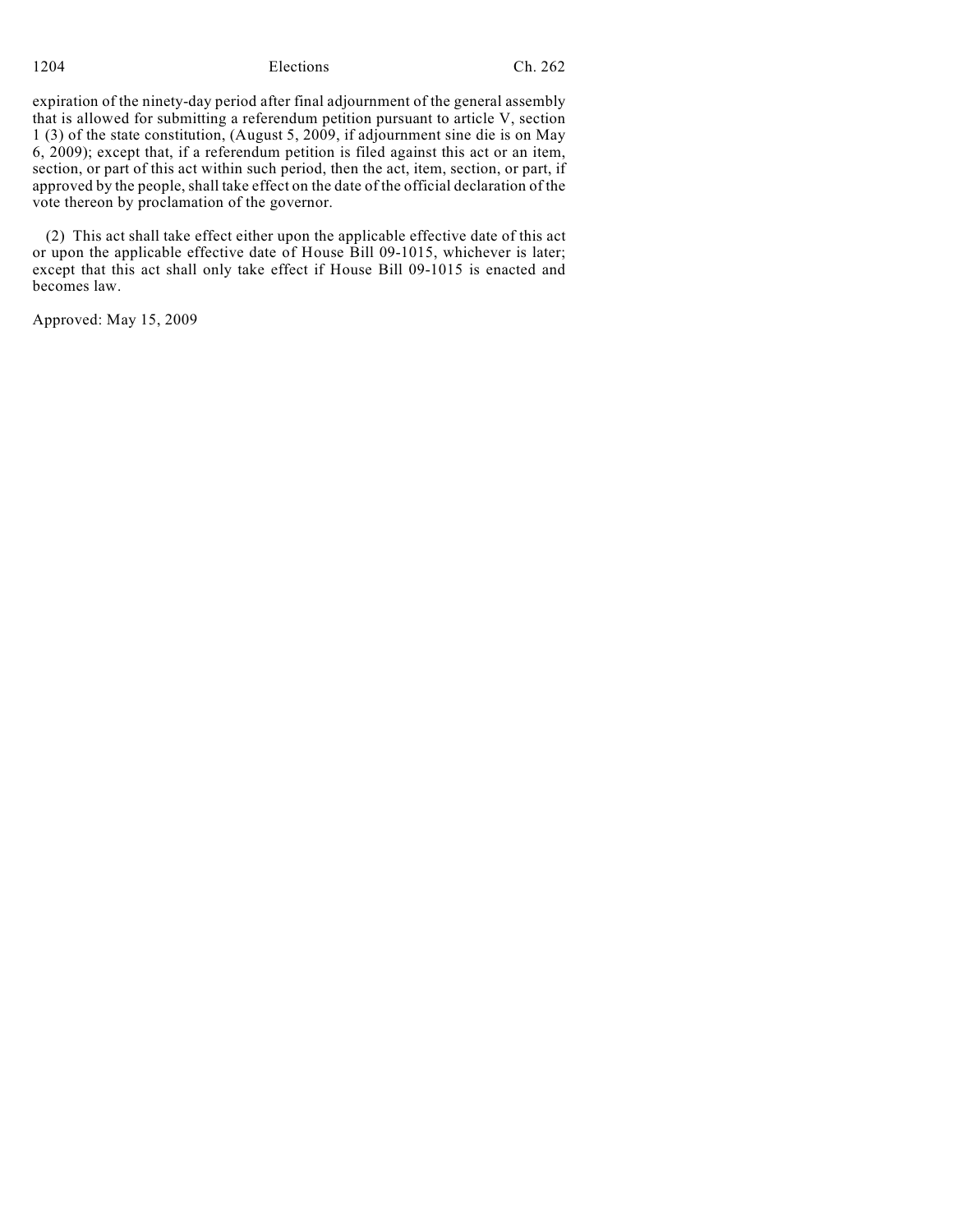expiration of the ninety-day period after final adjournment of the general assembly that is allowed for submitting a referendum petition pursuant to article V, section 1 (3) of the state constitution, (August 5, 2009, if adjournment sine die is on May 6, 2009); except that, if a referendum petition is filed against this act or an item, section, or part of this act within such period, then the act, item, section, or part, if approved by the people, shall take effect on the date of the official declaration of the vote thereon by proclamation of the governor.

(2) This act shall take effect either upon the applicable effective date of this act or upon the applicable effective date of House Bill 09-1015, whichever is later; except that this act shall only take effect if House Bill 09-1015 is enacted and becomes law.

Approved: May 15, 2009